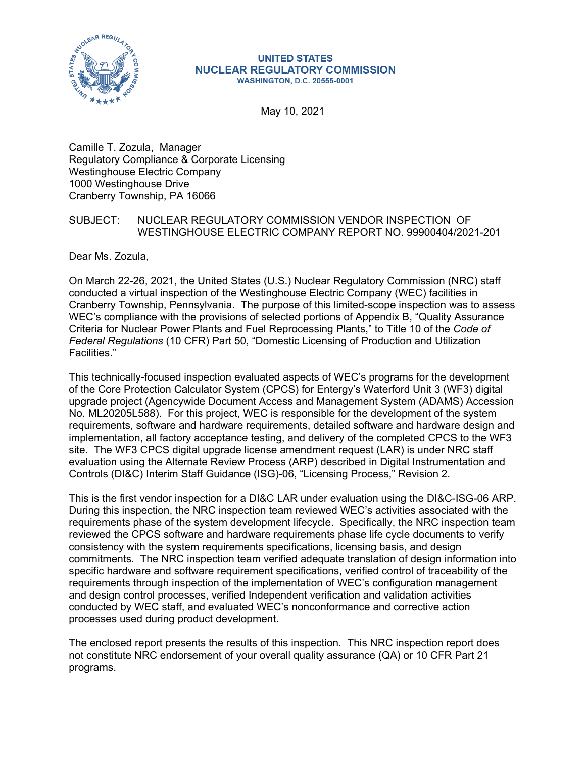**UNITED STATES**
**NUCLEAR REGULATORY COMMISSION**
**WASHINGTON, D.C. 20555-0001**

May 10, 2021

Camille T. Zozula, Manager
Regulatory Compliance & Corporate Licensing
Westinghouse Electric Company
1000 Westinghouse Drive
Cranberry Township, PA 16066

SUBJECT: NUCLEAR REGULATORY COMMISSION VENDOR INSPECTION OF WESTINGHOUSE ELECTRIC COMPANY REPORT NO. 99900404/2021-201

Dear Ms. Zozula,

On March 22-26, 2021, the United States (U.S.) Nuclear Regulatory Commission (NRC) staff conducted a virtual inspection of the Westinghouse Electric Company (WEC) facilities in Cranberry Township, Pennsylvania. The purpose of this limited-scope inspection was to assess WEC's compliance with the provisions of selected portions of Appendix B, "Quality Assurance Criteria for Nuclear Power Plants and Fuel Reprocessing Plants," to Title 10 of the *Code of Federal Regulations* (10 CFR) Part 50, "Domestic Licensing of Production and Utilization Facilities."

This technically-focused inspection evaluated aspects of WEC's programs for the development of the Core Protection Calculator System (CPCS) for Entergy's Waterford Unit 3 (WF3) digital upgrade project (Agencywide Document Access and Management System (ADAMS) Accession No. ML20205L588). For this project, WEC is responsible for the development of the system requirements, software and hardware requirements, detailed software and hardware design and implementation, all factory acceptance testing, and delivery of the completed CPCS to the WF3 site. The WF3 CPCS digital upgrade license amendment request (LAR) is under NRC staff evaluation using the Alternate Review Process (ARP) described in Digital Instrumentation and Controls (DI&C) Interim Staff Guidance (ISG)-06, "Licensing Process," Revision 2.

This is the first vendor inspection for a DI&C LAR under evaluation using the DI&C-ISG-06 ARP. During this inspection, the NRC inspection team reviewed WEC's activities associated with the requirements phase of the system development lifecycle. Specifically, the NRC inspection team reviewed the CPCS software and hardware requirements phase life cycle documents to verify consistency with the system requirements specifications, licensing basis, and design commitments. The NRC inspection team verified adequate translation of design information into specific hardware and software requirement specifications, verified control of traceability of the requirements through inspection of the implementation of WEC's configuration management and design control processes, verified Independent verification and validation activities conducted by WEC staff, and evaluated WEC's nonconformance and corrective action processes used during product development.

The enclosed report presents the results of this inspection. This NRC inspection report does not constitute NRC endorsement of your overall quality assurance (QA) or 10 CFR Part 21 programs.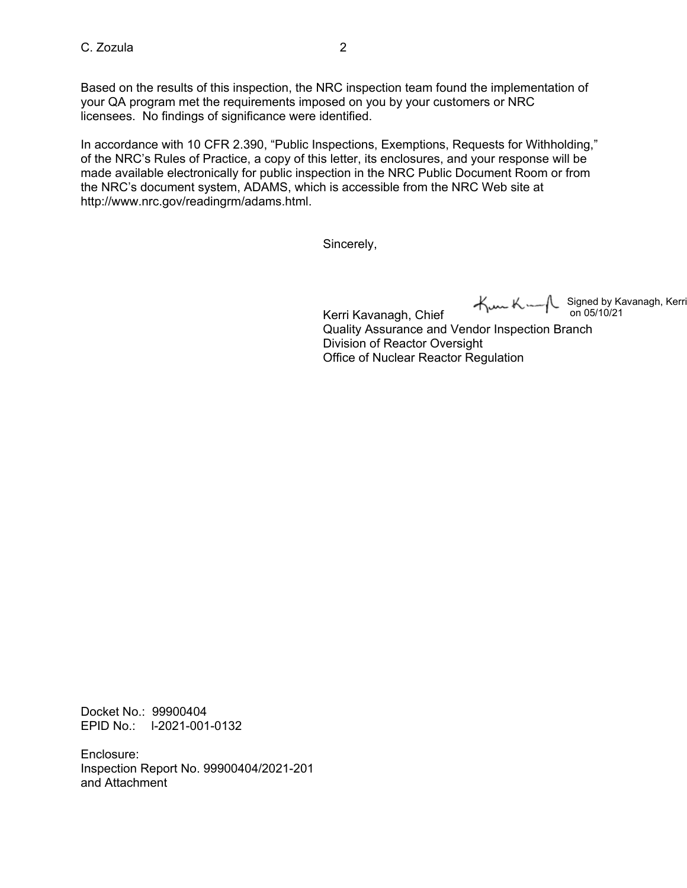Based on the results of this inspection, the NRC inspection team found the implementation of your QA program met the requirements imposed on you by your customers or NRC licensees. No findings of significance were identified.

In accordance with 10 CFR 2.390, "Public Inspections, Exemptions, Requests for Withholding," of the NRC's Rules of Practice, a copy of this letter, its enclosures, and your response will be made available electronically for public inspection in the NRC Public Document Room or from the NRC's document system, ADAMS, which is accessible from the NRC Web site at http://www.nrc.gov/readingrm/adams.html.

Sincerely,

Signed by Kavanagh, Kerri on 05/10/21

Kerri Kavanagh, Chief
Quality Assurance and Vendor Inspection Branch
Division of Reactor Oversight
Office of Nuclear Reactor Regulation

Docket No.: 99900404
EPID No.: I-2021-001-0132

Enclosure:
Inspection Report No. 99900404/2021-201
and Attachment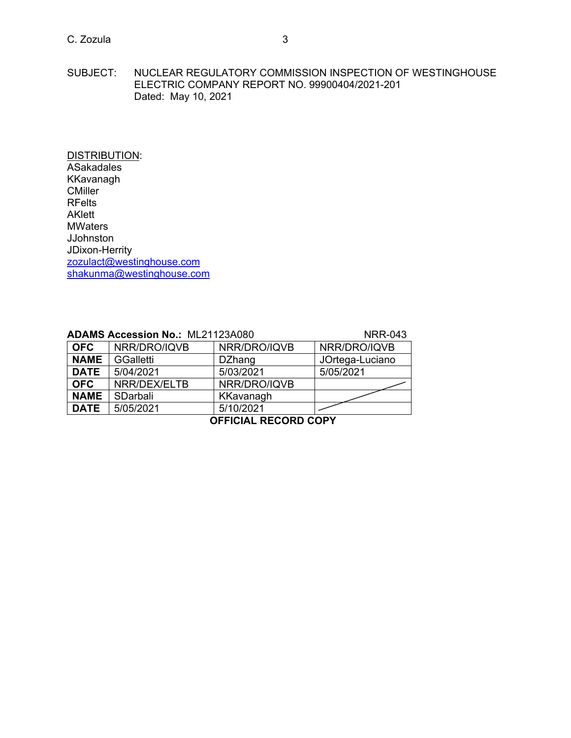SUBJECT: NUCLEAR REGULATORY COMMISSION INSPECTION OF WESTINGHOUSE ELECTRIC COMPANY REPORT NO. 99900404/2021-201
Dated: May 10, 2021

DISTRIBUTION:
ASakadales
KKavanagh
CMiller
RFelts
AKlett
MWaters
JJohnston
JDixon-Herrity
zozulact@westinghouse.com
shakunma@westinghouse.com

**ADAMS Accession No.:** ML21123A080 NRR-043

| **OFC** | NRR/DRO/IQVB | NRR/DRO/IQVB | NRR/DRO/IQVB |
|---|---|---|---|
| **NAME** | GGalletti | DZhang | JOrtega-Luciano |
| **DATE** | 5/04/2021 | 5/03/2021 | 5/05/2021 |
| **OFC** | NRR/DEX/ELTB | NRR/DRO/IQVB | |
| **NAME** | SDarbali | KKavanagh | |
| **DATE** | 5/05/2021 | 5/10/2021 | |

**OFFICIAL RECORD COPY**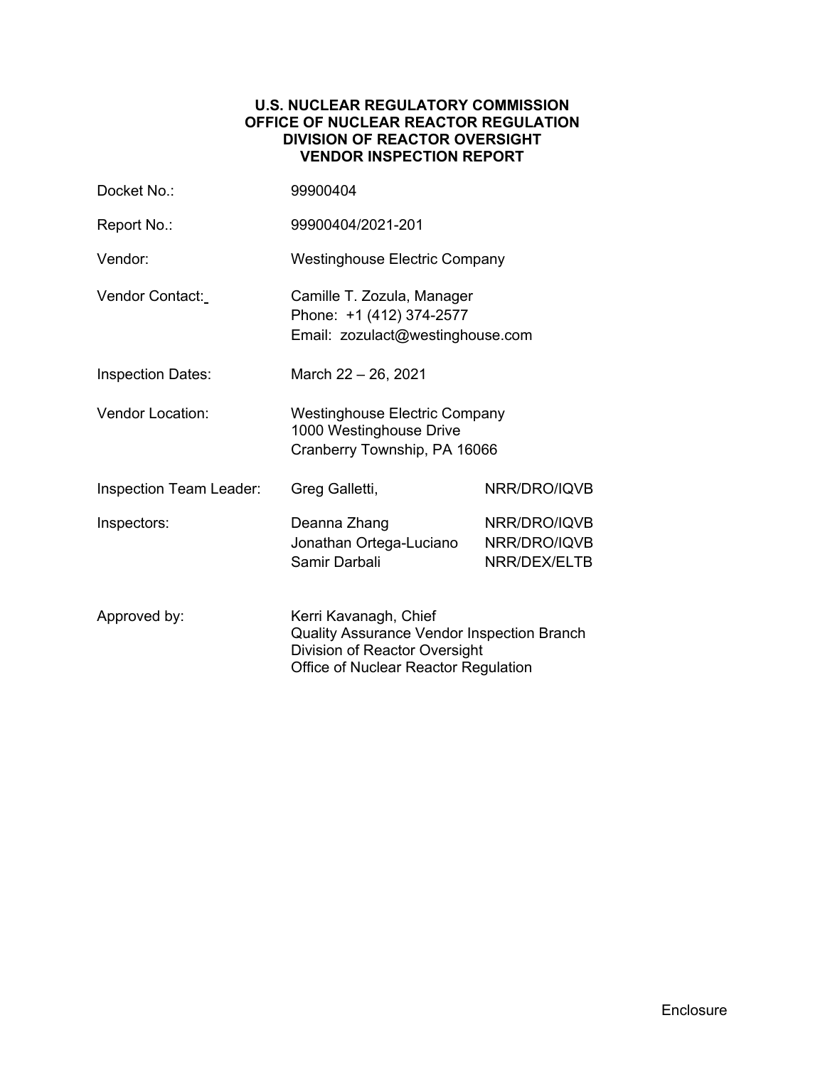**U.S. NUCLEAR REGULATORY COMMISSION**
**OFFICE OF NUCLEAR REACTOR REGULATION**
**DIVISION OF REACTOR OVERSIGHT**
**VENDOR INSPECTION REPORT**

| | | |
|---|---|---|
| Docket No.: | 99900404 | |
| Report No.: | 99900404/2021-201 | |
| Vendor: | Westinghouse Electric Company | |
| Vendor Contact: | Camille T. Zozula, Manager<br>Phone: +1 (412) 374-2577<br>Email: zozulact@westinghouse.com | |
| Inspection Dates: | March 22 – 26, 2021 | |
| Vendor Location: | Westinghouse Electric Company<br>1000 Westinghouse Drive<br>Cranberry Township, PA 16066 | |
| Inspection Team Leader: | Greg Galletti, | NRR/DRO/IQVB |
| Inspectors: | Deanna Zhang<br>Jonathan Ortega-Luciano<br>Samir Darbali | NRR/DRO/IQVB<br>NRR/DRO/IQVB<br>NRR/DEX/ELTB |
| Approved by: | Kerri Kavanagh, Chief<br>Quality Assurance Vendor Inspection Branch<br>Division of Reactor Oversight<br>Office of Nuclear Reactor Regulation | |

Enclosure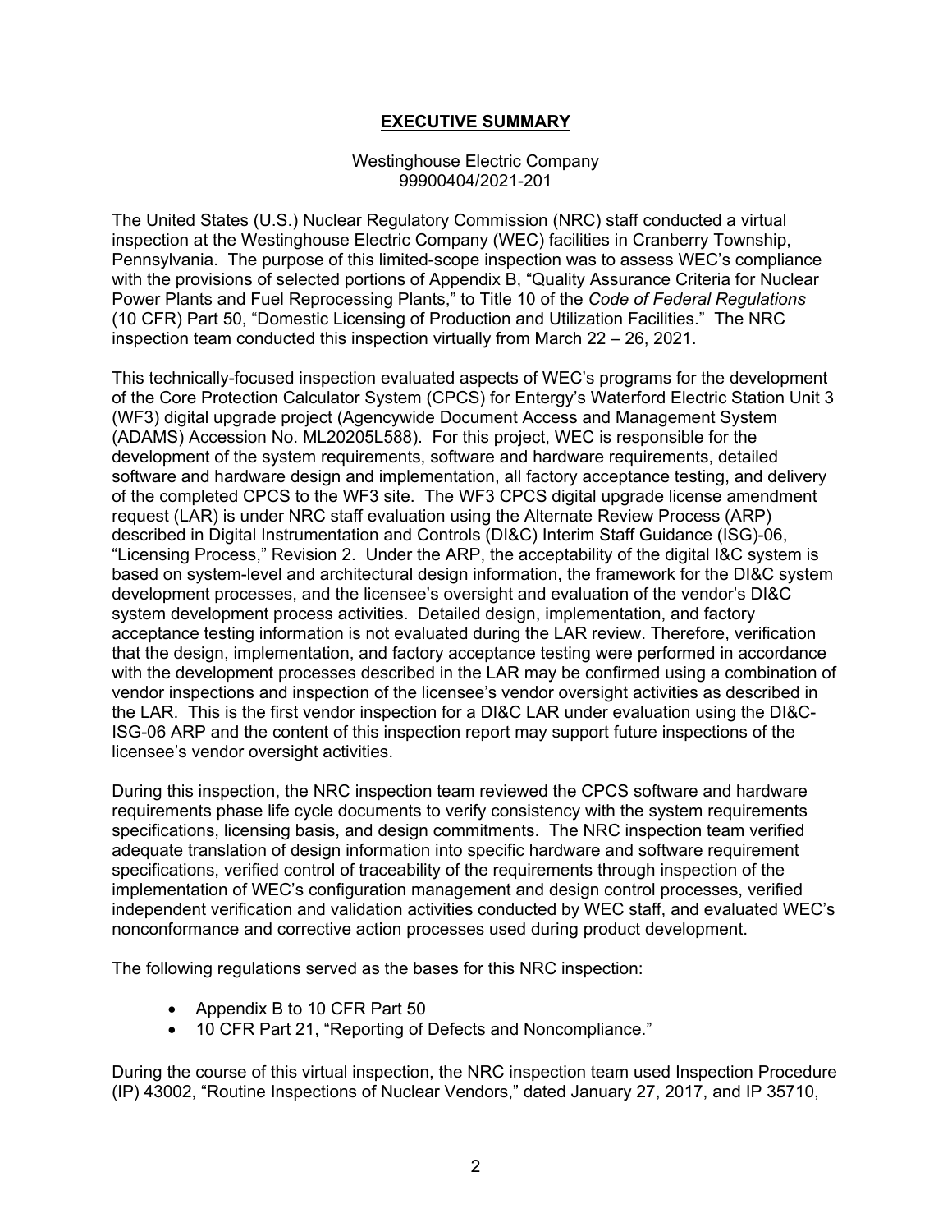# EXECUTIVE SUMMARY

Westinghouse Electric Company
99900404/2021-201

The United States (U.S.) Nuclear Regulatory Commission (NRC) staff conducted a virtual inspection at the Westinghouse Electric Company (WEC) facilities in Cranberry Township, Pennsylvania. The purpose of this limited-scope inspection was to assess WEC's compliance with the provisions of selected portions of Appendix B, "Quality Assurance Criteria for Nuclear Power Plants and Fuel Reprocessing Plants," to Title 10 of the *Code of Federal Regulations* (10 CFR) Part 50, "Domestic Licensing of Production and Utilization Facilities." The NRC inspection team conducted this inspection virtually from March 22 – 26, 2021.

This technically-focused inspection evaluated aspects of WEC's programs for the development of the Core Protection Calculator System (CPCS) for Entergy's Waterford Electric Station Unit 3 (WF3) digital upgrade project (Agencywide Document Access and Management System (ADAMS) Accession No. ML20205L588). For this project, WEC is responsible for the development of the system requirements, software and hardware requirements, detailed software and hardware design and implementation, all factory acceptance testing, and delivery of the completed CPCS to the WF3 site. The WF3 CPCS digital upgrade license amendment request (LAR) is under NRC staff evaluation using the Alternate Review Process (ARP) described in Digital Instrumentation and Controls (DI&C) Interim Staff Guidance (ISG)-06, "Licensing Process," Revision 2. Under the ARP, the acceptability of the digital I&C system is based on system-level and architectural design information, the framework for the DI&C system development processes, and the licensee's oversight and evaluation of the vendor's DI&C system development process activities. Detailed design, implementation, and factory acceptance testing information is not evaluated during the LAR review. Therefore, verification that the design, implementation, and factory acceptance testing were performed in accordance with the development processes described in the LAR may be confirmed using a combination of vendor inspections and inspection of the licensee's vendor oversight activities as described in the LAR. This is the first vendor inspection for a DI&C LAR under evaluation using the DI&C-ISG-06 ARP and the content of this inspection report may support future inspections of the licensee's vendor oversight activities.

During this inspection, the NRC inspection team reviewed the CPCS software and hardware requirements phase life cycle documents to verify consistency with the system requirements specifications, licensing basis, and design commitments. The NRC inspection team verified adequate translation of design information into specific hardware and software requirement specifications, verified control of traceability of the requirements through inspection of the implementation of WEC's configuration management and design control processes, verified independent verification and validation activities conducted by WEC staff, and evaluated WEC's nonconformance and corrective action processes used during product development.

The following regulations served as the bases for this NRC inspection:

- Appendix B to 10 CFR Part 50
- 10 CFR Part 21, "Reporting of Defects and Noncompliance."

During the course of this virtual inspection, the NRC inspection team used Inspection Procedure (IP) 43002, "Routine Inspections of Nuclear Vendors," dated January 27, 2017, and IP 35710,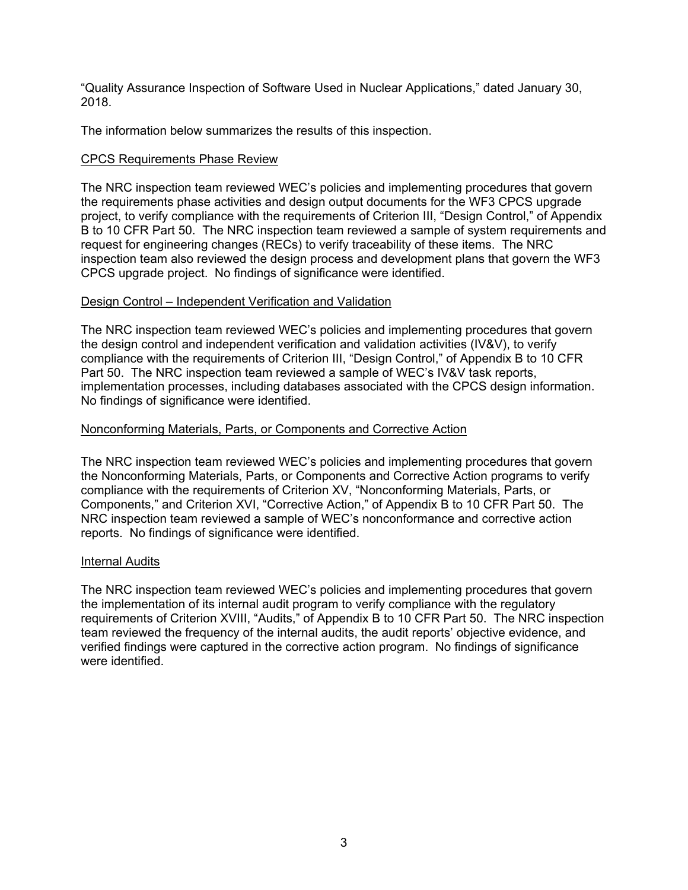"Quality Assurance Inspection of Software Used in Nuclear Applications," dated January 30, 2018.

The information below summarizes the results of this inspection.

<u>CPCS Requirements Phase Review</u>

The NRC inspection team reviewed WEC's policies and implementing procedures that govern the requirements phase activities and design output documents for the WF3 CPCS upgrade project, to verify compliance with the requirements of Criterion III, "Design Control," of Appendix B to 10 CFR Part 50. The NRC inspection team reviewed a sample of system requirements and request for engineering changes (RECs) to verify traceability of these items. The NRC inspection team also reviewed the design process and development plans that govern the WF3 CPCS upgrade project. No findings of significance were identified.

<u>Design Control – Independent Verification and Validation</u>

The NRC inspection team reviewed WEC's policies and implementing procedures that govern the design control and independent verification and validation activities (IV&V), to verify compliance with the requirements of Criterion III, "Design Control," of Appendix B to 10 CFR Part 50. The NRC inspection team reviewed a sample of WEC's IV&V task reports, implementation processes, including databases associated with the CPCS design information. No findings of significance were identified.

<u>Nonconforming Materials, Parts, or Components and Corrective Action</u>

The NRC inspection team reviewed WEC's policies and implementing procedures that govern the Nonconforming Materials, Parts, or Components and Corrective Action programs to verify compliance with the requirements of Criterion XV, "Nonconforming Materials, Parts, or Components," and Criterion XVI, "Corrective Action," of Appendix B to 10 CFR Part 50. The NRC inspection team reviewed a sample of WEC's nonconformance and corrective action reports. No findings of significance were identified.

<u>Internal Audits</u>

The NRC inspection team reviewed WEC's policies and implementing procedures that govern the implementation of its internal audit program to verify compliance with the regulatory requirements of Criterion XVIII, "Audits," of Appendix B to 10 CFR Part 50. The NRC inspection team reviewed the frequency of the internal audits, the audit reports' objective evidence, and verified findings were captured in the corrective action program. No findings of significance were identified.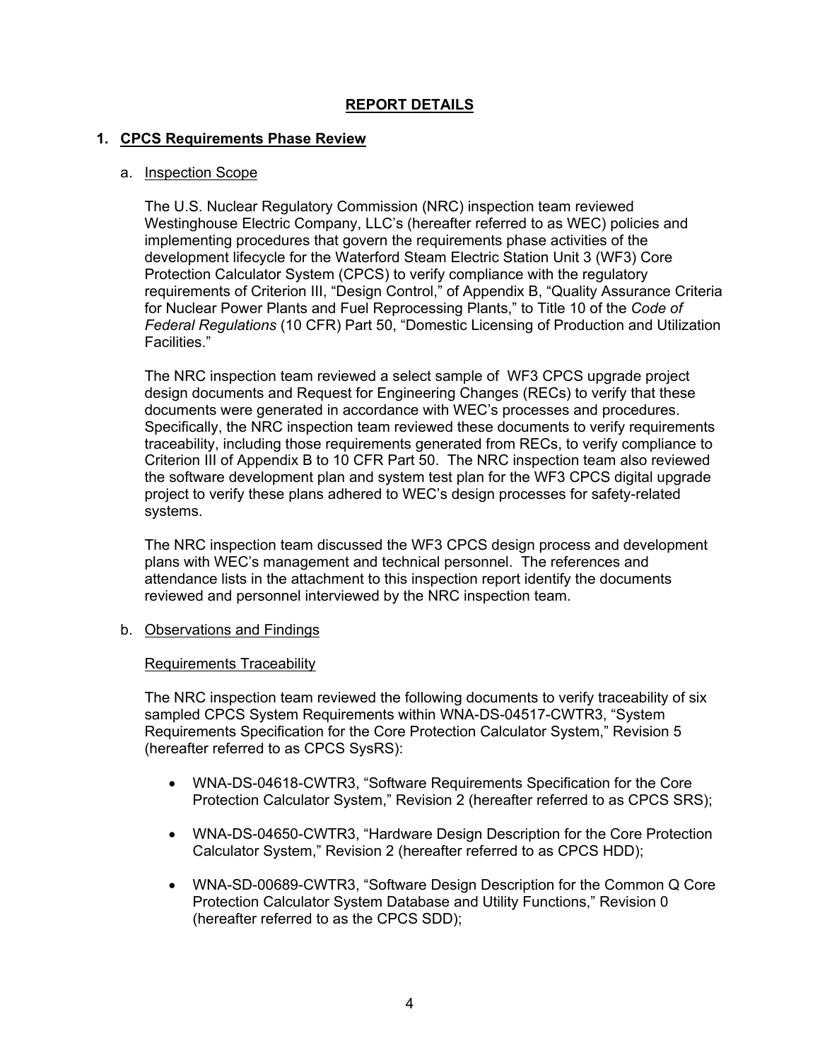## REPORT DETAILS

### 1. CPCS Requirements Phase Review

a. Inspection Scope

The U.S. Nuclear Regulatory Commission (NRC) inspection team reviewed Westinghouse Electric Company, LLC's (hereafter referred to as WEC) policies and implementing procedures that govern the requirements phase activities of the development lifecycle for the Waterford Steam Electric Station Unit 3 (WF3) Core Protection Calculator System (CPCS) to verify compliance with the regulatory requirements of Criterion III, "Design Control," of Appendix B, "Quality Assurance Criteria for Nuclear Power Plants and Fuel Reprocessing Plants," to Title 10 of the *Code of Federal Regulations* (10 CFR) Part 50, "Domestic Licensing of Production and Utilization Facilities."

The NRC inspection team reviewed a select sample of WF3 CPCS upgrade project design documents and Request for Engineering Changes (RECs) to verify that these documents were generated in accordance with WEC's processes and procedures. Specifically, the NRC inspection team reviewed these documents to verify requirements traceability, including those requirements generated from RECs, to verify compliance to Criterion III of Appendix B to 10 CFR Part 50. The NRC inspection team also reviewed the software development plan and system test plan for the WF3 CPCS digital upgrade project to verify these plans adhered to WEC's design processes for safety-related systems.

The NRC inspection team discussed the WF3 CPCS design process and development plans with WEC's management and technical personnel. The references and attendance lists in the attachment to this inspection report identify the documents reviewed and personnel interviewed by the NRC inspection team.

b. Observations and Findings

Requirements Traceability

The NRC inspection team reviewed the following documents to verify traceability of six sampled CPCS System Requirements within WNA-DS-04517-CWTR3, "System Requirements Specification for the Core Protection Calculator System," Revision 5 (hereafter referred to as CPCS SysRS):

- WNA-DS-04618-CWTR3, "Software Requirements Specification for the Core Protection Calculator System," Revision 2 (hereafter referred to as CPCS SRS);
- WNA-DS-04650-CWTR3, "Hardware Design Description for the Core Protection Calculator System," Revision 2 (hereafter referred to as CPCS HDD);
- WNA-SD-00689-CWTR3, "Software Design Description for the Common Q Core Protection Calculator System Database and Utility Functions," Revision 0 (hereafter referred to as the CPCS SDD);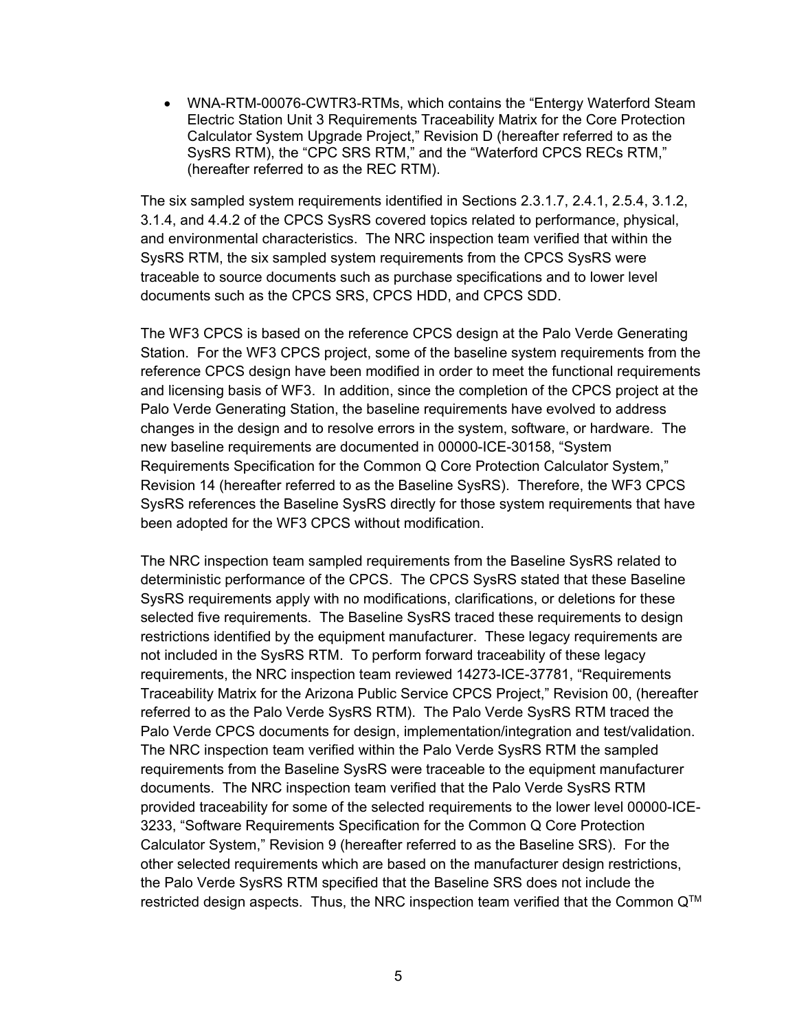- WNA-RTM-00076-CWTR3-RTMs, which contains the "Entergy Waterford Steam Electric Station Unit 3 Requirements Traceability Matrix for the Core Protection Calculator System Upgrade Project," Revision D (hereafter referred to as the SysRS RTM), the "CPC SRS RTM," and the "Waterford CPCS RECs RTM," (hereafter referred to as the REC RTM).

The six sampled system requirements identified in Sections 2.3.1.7, 2.4.1, 2.5.4, 3.1.2, 3.1.4, and 4.4.2 of the CPCS SysRS covered topics related to performance, physical, and environmental characteristics. The NRC inspection team verified that within the SysRS RTM, the six sampled system requirements from the CPCS SysRS were traceable to source documents such as purchase specifications and to lower level documents such as the CPCS SRS, CPCS HDD, and CPCS SDD.

The WF3 CPCS is based on the reference CPCS design at the Palo Verde Generating Station. For the WF3 CPCS project, some of the baseline system requirements from the reference CPCS design have been modified in order to meet the functional requirements and licensing basis of WF3. In addition, since the completion of the CPCS project at the Palo Verde Generating Station, the baseline requirements have evolved to address changes in the design and to resolve errors in the system, software, or hardware. The new baseline requirements are documented in 00000-ICE-30158, "System Requirements Specification for the Common Q Core Protection Calculator System," Revision 14 (hereafter referred to as the Baseline SysRS). Therefore, the WF3 CPCS SysRS references the Baseline SysRS directly for those system requirements that have been adopted for the WF3 CPCS without modification.

The NRC inspection team sampled requirements from the Baseline SysRS related to deterministic performance of the CPCS. The CPCS SysRS stated that these Baseline SysRS requirements apply with no modifications, clarifications, or deletions for these selected five requirements. The Baseline SysRS traced these requirements to design restrictions identified by the equipment manufacturer. These legacy requirements are not included in the SysRS RTM. To perform forward traceability of these legacy requirements, the NRC inspection team reviewed 14273-ICE-37781, "Requirements Traceability Matrix for the Arizona Public Service CPCS Project," Revision 00, (hereafter referred to as the Palo Verde SysRS RTM). The Palo Verde SysRS RTM traced the Palo Verde CPCS documents for design, implementation/integration and test/validation. The NRC inspection team verified within the Palo Verde SysRS RTM the sampled requirements from the Baseline SysRS were traceable to the equipment manufacturer documents. The NRC inspection team verified that the Palo Verde SysRS RTM provided traceability for some of the selected requirements to the lower level 00000-ICE-3233, "Software Requirements Specification for the Common Q Core Protection Calculator System," Revision 9 (hereafter referred to as the Baseline SRS). For the other selected requirements which are based on the manufacturer design restrictions, the Palo Verde SysRS RTM specified that the Baseline SRS does not include the restricted design aspects. Thus, the NRC inspection team verified that the Common Q™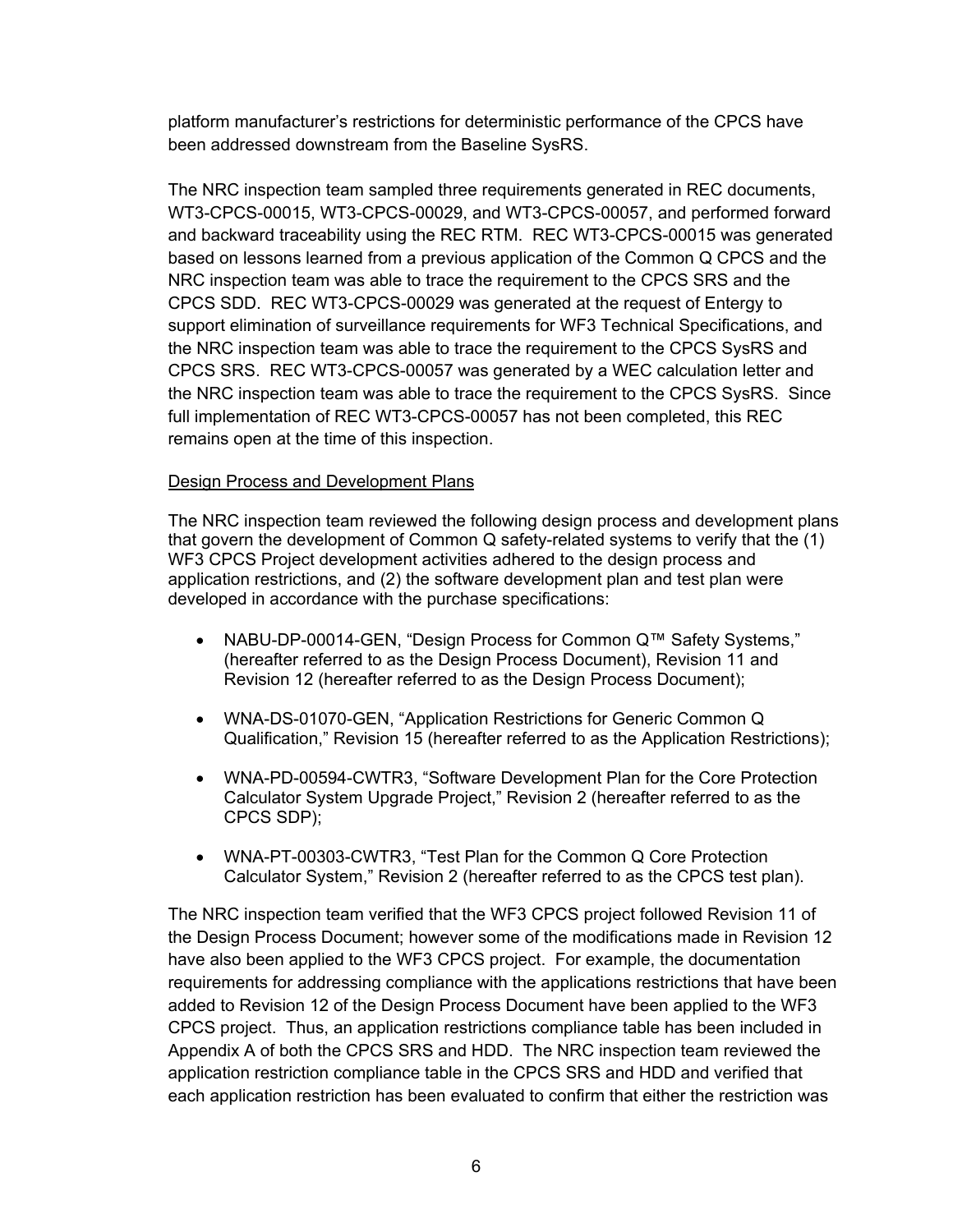platform manufacturer's restrictions for deterministic performance of the CPCS have been addressed downstream from the Baseline SysRS.

The NRC inspection team sampled three requirements generated in REC documents, WT3-CPCS-00015, WT3-CPCS-00029, and WT3-CPCS-00057, and performed forward and backward traceability using the REC RTM. REC WT3-CPCS-00015 was generated based on lessons learned from a previous application of the Common Q CPCS and the NRC inspection team was able to trace the requirement to the CPCS SRS and the CPCS SDD. REC WT3-CPCS-00029 was generated at the request of Entergy to support elimination of surveillance requirements for WF3 Technical Specifications, and the NRC inspection team was able to trace the requirement to the CPCS SysRS and CPCS SRS. REC WT3-CPCS-00057 was generated by a WEC calculation letter and the NRC inspection team was able to trace the requirement to the CPCS SysRS. Since full implementation of REC WT3-CPCS-00057 has not been completed, this REC remains open at the time of this inspection.

Design Process and Development Plans

The NRC inspection team reviewed the following design process and development plans that govern the development of Common Q safety-related systems to verify that the (1) WF3 CPCS Project development activities adhered to the design process and application restrictions, and (2) the software development plan and test plan were developed in accordance with the purchase specifications:

- NABU-DP-00014-GEN, "Design Process for Common Q™ Safety Systems," (hereafter referred to as the Design Process Document), Revision 11 and Revision 12 (hereafter referred to as the Design Process Document);
- WNA-DS-01070-GEN, "Application Restrictions for Generic Common Q Qualification," Revision 15 (hereafter referred to as the Application Restrictions);
- WNA-PD-00594-CWTR3, "Software Development Plan for the Core Protection Calculator System Upgrade Project," Revision 2 (hereafter referred to as the CPCS SDP);
- WNA-PT-00303-CWTR3, "Test Plan for the Common Q Core Protection Calculator System," Revision 2 (hereafter referred to as the CPCS test plan).

The NRC inspection team verified that the WF3 CPCS project followed Revision 11 of the Design Process Document; however some of the modifications made in Revision 12 have also been applied to the WF3 CPCS project. For example, the documentation requirements for addressing compliance with the applications restrictions that have been added to Revision 12 of the Design Process Document have been applied to the WF3 CPCS project. Thus, an application restrictions compliance table has been included in Appendix A of both the CPCS SRS and HDD. The NRC inspection team reviewed the application restriction compliance table in the CPCS SRS and HDD and verified that each application restriction has been evaluated to confirm that either the restriction was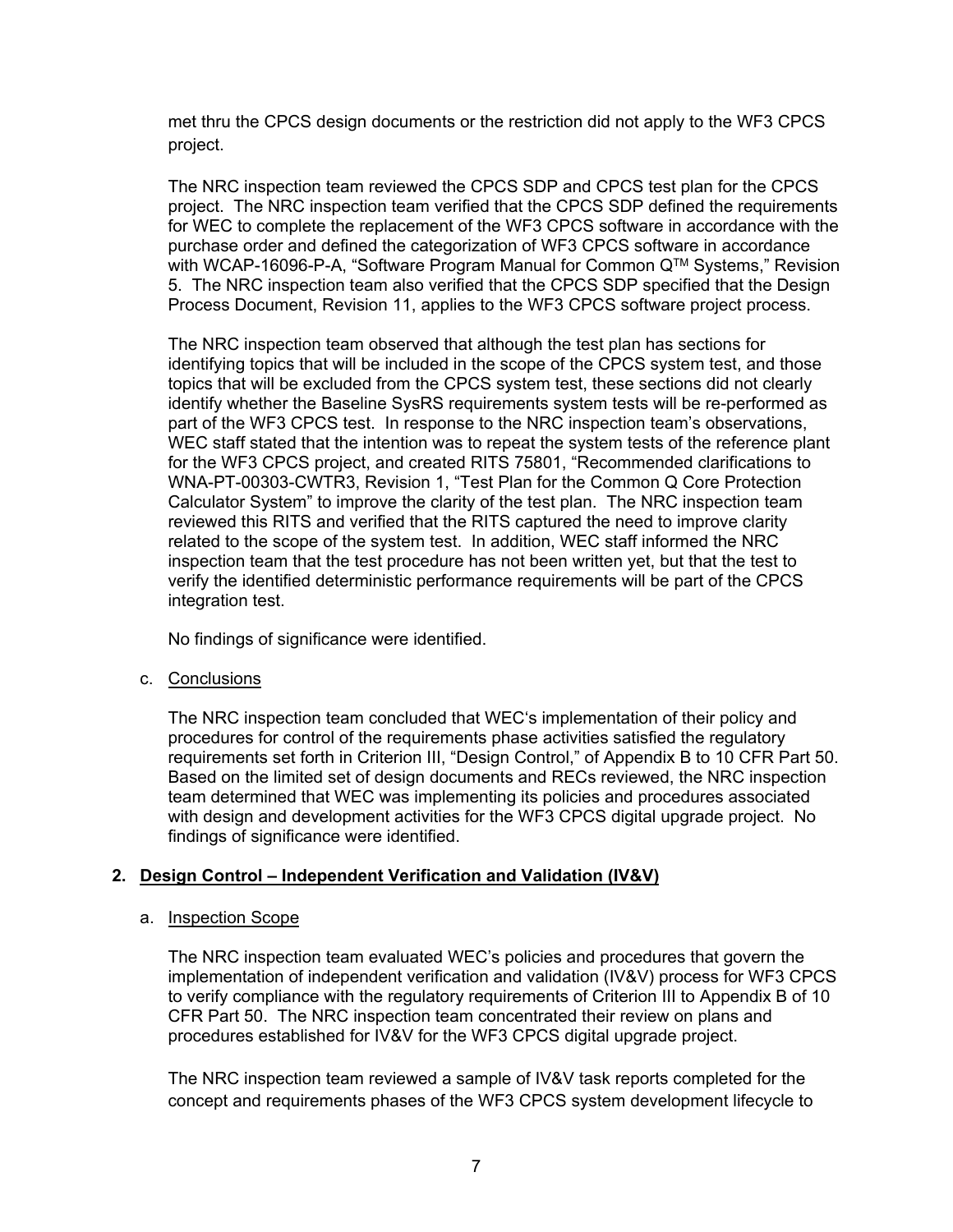met thru the CPCS design documents or the restriction did not apply to the WF3 CPCS project.

The NRC inspection team reviewed the CPCS SDP and CPCS test plan for the CPCS project. The NRC inspection team verified that the CPCS SDP defined the requirements for WEC to complete the replacement of the WF3 CPCS software in accordance with the purchase order and defined the categorization of WF3 CPCS software in accordance with WCAP-16096-P-A, "Software Program Manual for Common Q$^{TM}$ Systems," Revision 5. The NRC inspection team also verified that the CPCS SDP specified that the Design Process Document, Revision 11, applies to the WF3 CPCS software project process.

The NRC inspection team observed that although the test plan has sections for identifying topics that will be included in the scope of the CPCS system test, and those topics that will be excluded from the CPCS system test, these sections did not clearly identify whether the Baseline SysRS requirements system tests will be re-performed as part of the WF3 CPCS test. In response to the NRC inspection team's observations, WEC staff stated that the intention was to repeat the system tests of the reference plant for the WF3 CPCS project, and created RITS 75801, "Recommended clarifications to WNA-PT-00303-CWTR3, Revision 1, "Test Plan for the Common Q Core Protection Calculator System" to improve the clarity of the test plan. The NRC inspection team reviewed this RITS and verified that the RITS captured the need to improve clarity related to the scope of the system test. In addition, WEC staff informed the NRC inspection team that the test procedure has not been written yet, but that the test to verify the identified deterministic performance requirements will be part of the CPCS integration test.

No findings of significance were identified.

c. Conclusions

The NRC inspection team concluded that WEC's implementation of their policy and procedures for control of the requirements phase activities satisfied the regulatory requirements set forth in Criterion III, "Design Control," of Appendix B to 10 CFR Part 50. Based on the limited set of design documents and RECs reviewed, the NRC inspection team determined that WEC was implementing its policies and procedures associated with design and development activities for the WF3 CPCS digital upgrade project. No findings of significance were identified.

## 2. Design Control – Independent Verification and Validation (IV&V)

a. Inspection Scope

The NRC inspection team evaluated WEC's policies and procedures that govern the implementation of independent verification and validation (IV&V) process for WF3 CPCS to verify compliance with the regulatory requirements of Criterion III to Appendix B of 10 CFR Part 50. The NRC inspection team concentrated their review on plans and procedures established for IV&V for the WF3 CPCS digital upgrade project.

The NRC inspection team reviewed a sample of IV&V task reports completed for the concept and requirements phases of the WF3 CPCS system development lifecycle to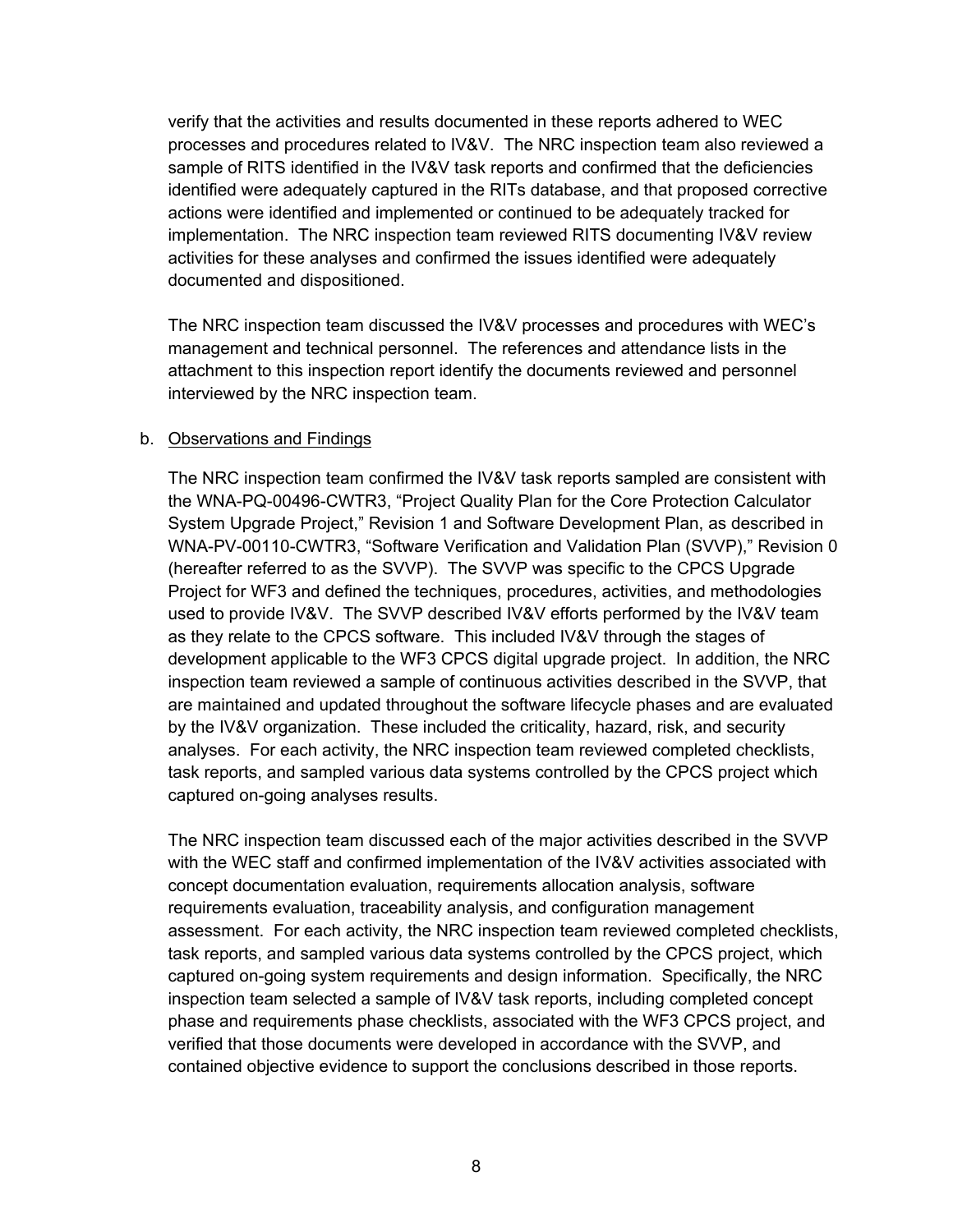verify that the activities and results documented in these reports adhered to WEC processes and procedures related to IV&V. The NRC inspection team also reviewed a sample of RITS identified in the IV&V task reports and confirmed that the deficiencies identified were adequately captured in the RITs database, and that proposed corrective actions were identified and implemented or continued to be adequately tracked for implementation. The NRC inspection team reviewed RITS documenting IV&V review activities for these analyses and confirmed the issues identified were adequately documented and dispositioned.

The NRC inspection team discussed the IV&V processes and procedures with WEC's management and technical personnel. The references and attendance lists in the attachment to this inspection report identify the documents reviewed and personnel interviewed by the NRC inspection team.

b. Observations and Findings

The NRC inspection team confirmed the IV&V task reports sampled are consistent with the WNA-PQ-00496-CWTR3, "Project Quality Plan for the Core Protection Calculator System Upgrade Project," Revision 1 and Software Development Plan, as described in WNA-PV-00110-CWTR3, "Software Verification and Validation Plan (SVVP)," Revision 0 (hereafter referred to as the SVVP). The SVVP was specific to the CPCS Upgrade Project for WF3 and defined the techniques, procedures, activities, and methodologies used to provide IV&V. The SVVP described IV&V efforts performed by the IV&V team as they relate to the CPCS software. This included IV&V through the stages of development applicable to the WF3 CPCS digital upgrade project. In addition, the NRC inspection team reviewed a sample of continuous activities described in the SVVP, that are maintained and updated throughout the software lifecycle phases and are evaluated by the IV&V organization. These included the criticality, hazard, risk, and security analyses. For each activity, the NRC inspection team reviewed completed checklists, task reports, and sampled various data systems controlled by the CPCS project which captured on-going analyses results.

The NRC inspection team discussed each of the major activities described in the SVVP with the WEC staff and confirmed implementation of the IV&V activities associated with concept documentation evaluation, requirements allocation analysis, software requirements evaluation, traceability analysis, and configuration management assessment. For each activity, the NRC inspection team reviewed completed checklists, task reports, and sampled various data systems controlled by the CPCS project, which captured on-going system requirements and design information. Specifically, the NRC inspection team selected a sample of IV&V task reports, including completed concept phase and requirements phase checklists, associated with the WF3 CPCS project, and verified that those documents were developed in accordance with the SVVP, and contained objective evidence to support the conclusions described in those reports.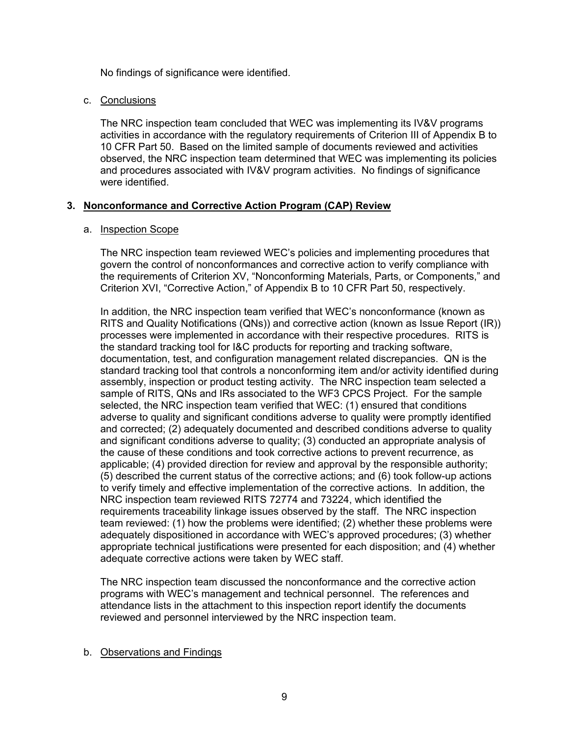No findings of significance were identified.

c. Conclusions

The NRC inspection team concluded that WEC was implementing its IV&V programs activities in accordance with the regulatory requirements of Criterion III of Appendix B to 10 CFR Part 50. Based on the limited sample of documents reviewed and activities observed, the NRC inspection team determined that WEC was implementing its policies and procedures associated with IV&V program activities. No findings of significance were identified.

## 3. Nonconformance and Corrective Action Program (CAP) Review

a. Inspection Scope

The NRC inspection team reviewed WEC's policies and implementing procedures that govern the control of nonconformances and corrective action to verify compliance with the requirements of Criterion XV, "Nonconforming Materials, Parts, or Components," and Criterion XVI, "Corrective Action," of Appendix B to 10 CFR Part 50, respectively.

In addition, the NRC inspection team verified that WEC's nonconformance (known as RITS and Quality Notifications (QNs)) and corrective action (known as Issue Report (IR)) processes were implemented in accordance with their respective procedures. RITS is the standard tracking tool for I&C products for reporting and tracking software, documentation, test, and configuration management related discrepancies. QN is the standard tracking tool that controls a nonconforming item and/or activity identified during assembly, inspection or product testing activity. The NRC inspection team selected a sample of RITS, QNs and IRs associated to the WF3 CPCS Project. For the sample selected, the NRC inspection team verified that WEC: (1) ensured that conditions adverse to quality and significant conditions adverse to quality were promptly identified and corrected; (2) adequately documented and described conditions adverse to quality and significant conditions adverse to quality; (3) conducted an appropriate analysis of the cause of these conditions and took corrective actions to prevent recurrence, as applicable; (4) provided direction for review and approval by the responsible authority; (5) described the current status of the corrective actions; and (6) took follow-up actions to verify timely and effective implementation of the corrective actions. In addition, the NRC inspection team reviewed RITS 72774 and 73224, which identified the requirements traceability linkage issues observed by the staff. The NRC inspection team reviewed: (1) how the problems were identified; (2) whether these problems were adequately dispositioned in accordance with WEC's approved procedures; (3) whether appropriate technical justifications were presented for each disposition; and (4) whether adequate corrective actions were taken by WEC staff.

The NRC inspection team discussed the nonconformance and the corrective action programs with WEC's management and technical personnel. The references and attendance lists in the attachment to this inspection report identify the documents reviewed and personnel interviewed by the NRC inspection team.

b. Observations and Findings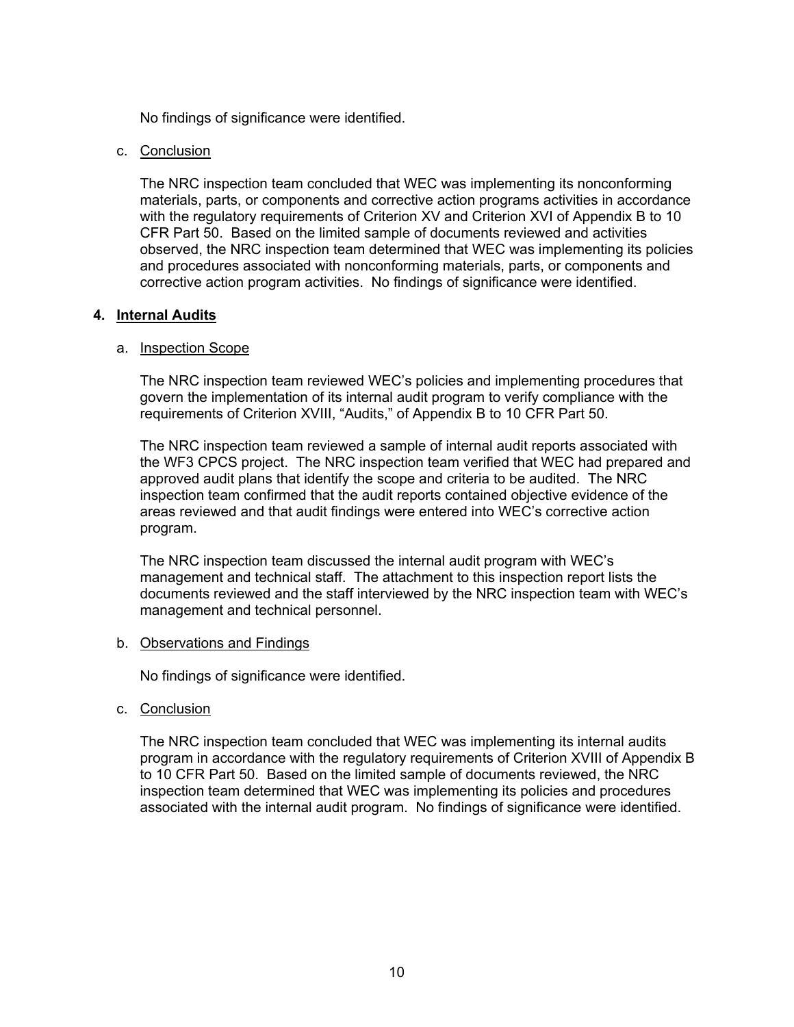No findings of significance were identified.

c. Conclusion

The NRC inspection team concluded that WEC was implementing its nonconforming materials, parts, or components and corrective action programs activities in accordance with the regulatory requirements of Criterion XV and Criterion XVI of Appendix B to 10 CFR Part 50. Based on the limited sample of documents reviewed and activities observed, the NRC inspection team determined that WEC was implementing its policies and procedures associated with nonconforming materials, parts, or components and corrective action program activities. No findings of significance were identified.

## 4. Internal Audits

a. Inspection Scope

The NRC inspection team reviewed WEC's policies and implementing procedures that govern the implementation of its internal audit program to verify compliance with the requirements of Criterion XVIII, "Audits," of Appendix B to 10 CFR Part 50.

The NRC inspection team reviewed a sample of internal audit reports associated with the WF3 CPCS project. The NRC inspection team verified that WEC had prepared and approved audit plans that identify the scope and criteria to be audited. The NRC inspection team confirmed that the audit reports contained objective evidence of the areas reviewed and that audit findings were entered into WEC's corrective action program.

The NRC inspection team discussed the internal audit program with WEC's management and technical staff. The attachment to this inspection report lists the documents reviewed and the staff interviewed by the NRC inspection team with WEC's management and technical personnel.

b. Observations and Findings

No findings of significance were identified.

c. Conclusion

The NRC inspection team concluded that WEC was implementing its internal audits program in accordance with the regulatory requirements of Criterion XVIII of Appendix B to 10 CFR Part 50. Based on the limited sample of documents reviewed, the NRC inspection team determined that WEC was implementing its policies and procedures associated with the internal audit program. No findings of significance were identified.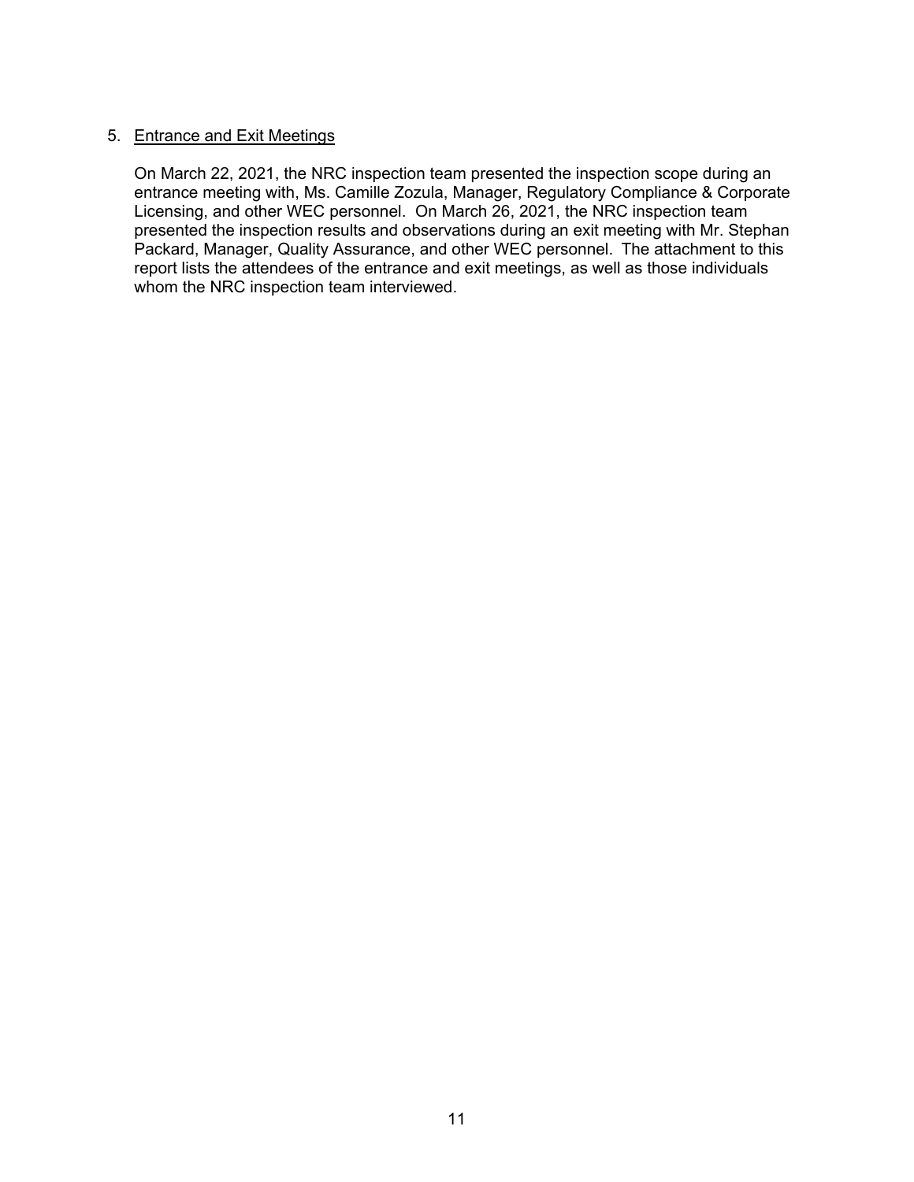5. Entrance and Exit Meetings

   On March 22, 2021, the NRC inspection team presented the inspection scope during an entrance meeting with, Ms. Camille Zozula, Manager, Regulatory Compliance & Corporate Licensing, and other WEC personnel. On March 26, 2021, the NRC inspection team presented the inspection results and observations during an exit meeting with Mr. Stephan Packard, Manager, Quality Assurance, and other WEC personnel. The attachment to this report lists the attendees of the entrance and exit meetings, as well as those individuals whom the NRC inspection team interviewed.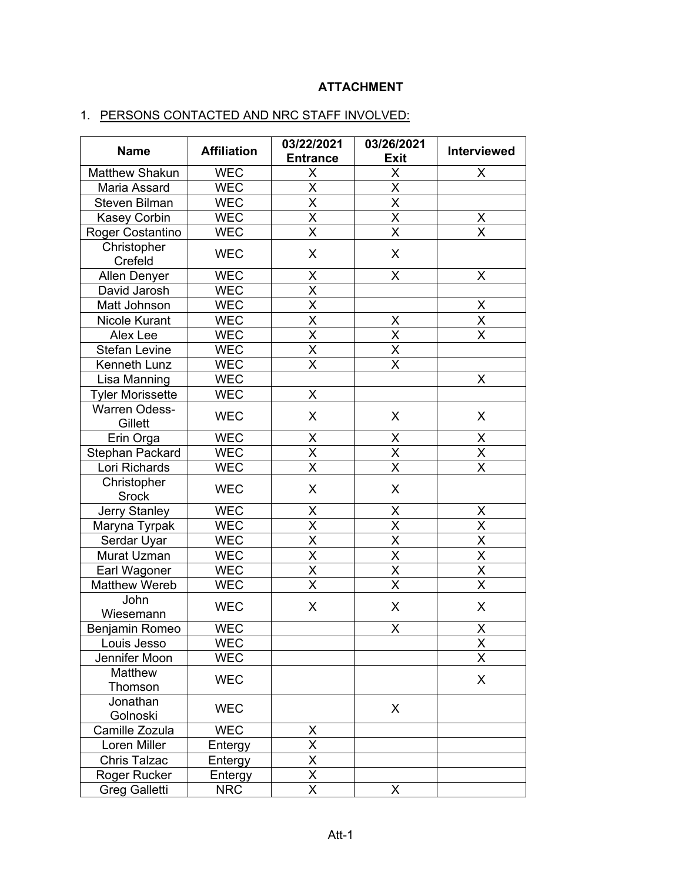**ATTACHMENT**

1. PERSONS CONTACTED AND NRC STAFF INVOLVED:

| Name | Affiliation | 03/22/2021 Entrance | 03/26/2021 Exit | Interviewed |
|---|---|---|---|---|
| Matthew Shakun | WEC | X | X | X |
| Maria Assard | WEC | X | X | |
| Steven Bilman | WEC | X | X | |
| Kasey Corbin | WEC | X | X | X |
| Roger Costantino | WEC | X | X | X |
| Christopher Crefeld | WEC | X | X | |
| Allen Denyer | WEC | X | X | X |
| David Jarosh | WEC | X | | |
| Matt Johnson | WEC | X | | X |
| Nicole Kurant | WEC | X | X | X |
| Alex Lee | WEC | X | X | X |
| Stefan Levine | WEC | X | X | |
| Kenneth Lunz | WEC | X | X | |
| Lisa Manning | WEC | | | X |
| Tyler Morissette | WEC | X | | |
| Warren Odess-Gillett | WEC | X | X | X |
| Erin Orga | WEC | X | X | X |
| Stephan Packard | WEC | X | X | X |
| Lori Richards | WEC | X | X | X |
| Christopher Srock | WEC | X | X | |
| Jerry Stanley | WEC | X | X | X |
| Maryna Tyrpak | WEC | X | X | X |
| Serdar Uyar | WEC | X | X | X |
| Murat Uzman | WEC | X | X | X |
| Earl Wagoner | WEC | X | X | X |
| Matthew Wereb | WEC | X | X | X |
| John Wiesemann | WEC | X | X | X |
| Benjamin Romeo | WEC | | X | X |
| Louis Jesso | WEC | | | X |
| Jennifer Moon | WEC | | | X |
| Matthew Thomson | WEC | | | X |
| Jonathan Golnoski | WEC | | X | |
| Camille Zozula | WEC | X | | |
| Loren Miller | Entergy | X | | |
| Chris Talzac | Entergy | X | | |
| Roger Rucker | Entergy | X | | |
| Greg Galletti | NRC | X | X | |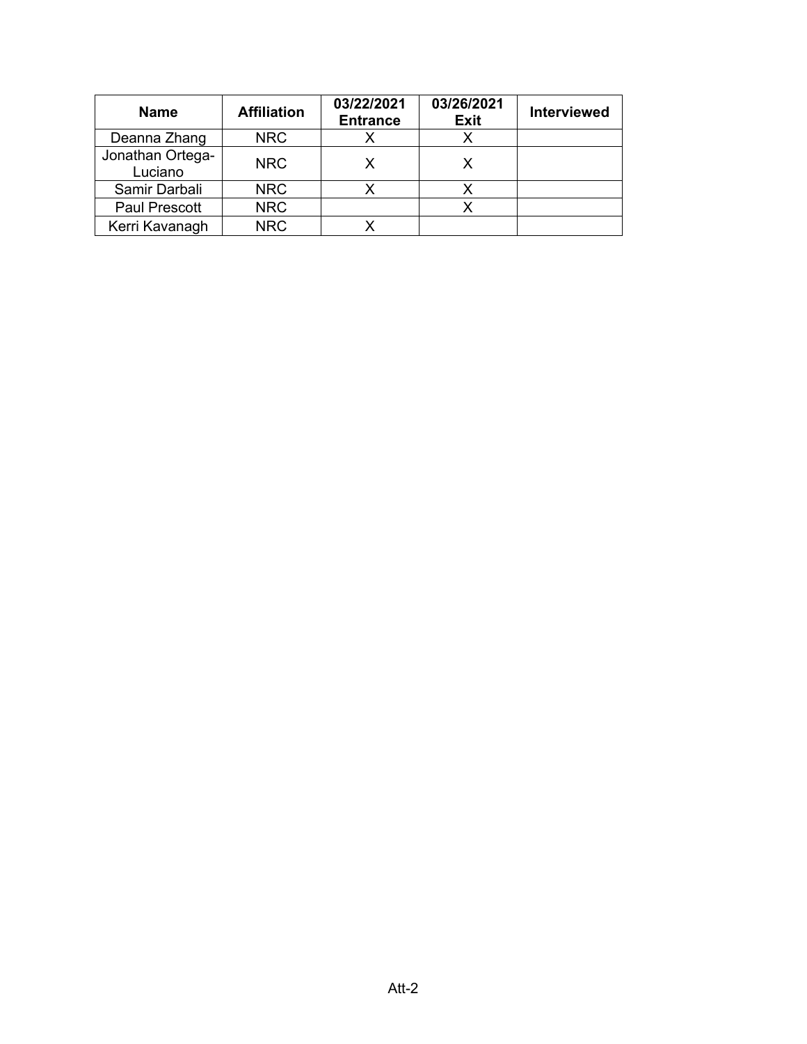| Name | Affiliation | 03/22/2021 Entrance | 03/26/2021 Exit | Interviewed |
| --- | --- | --- | --- | --- |
| Deanna Zhang | NRC | X | X | |
| Jonathan Ortega-Luciano | NRC | X | X | |
| Samir Darbali | NRC | X | X | |
| Paul Prescott | NRC | | X | |
| Kerri Kavanagh | NRC | X | | |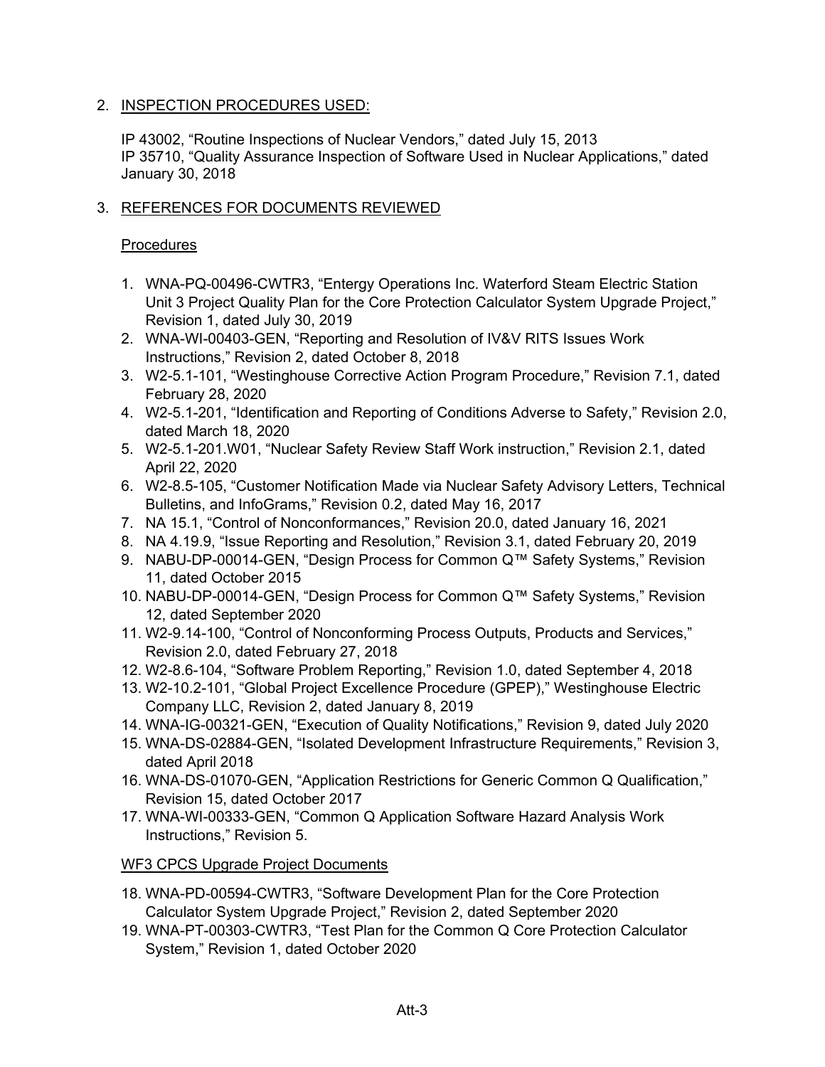2. INSPECTION PROCEDURES USED:

   IP 43002, “Routine Inspections of Nuclear Vendors,” dated July 15, 2013
   IP 35710, “Quality Assurance Inspection of Software Used in Nuclear Applications,” dated January 30, 2018

3. REFERENCES FOR DOCUMENTS REVIEWED

   Procedures

1. WNA-PQ-00496-CWTR3, “Entergy Operations Inc. Waterford Steam Electric Station Unit 3 Project Quality Plan for the Core Protection Calculator System Upgrade Project,” Revision 1, dated July 30, 2019
2. WNA-WI-00403-GEN, “Reporting and Resolution of IV&V RITS Issues Work Instructions,” Revision 2, dated October 8, 2018
3. W2-5.1-101, “Westinghouse Corrective Action Program Procedure,” Revision 7.1, dated February 28, 2020
4. W2-5.1-201, “Identification and Reporting of Conditions Adverse to Safety,” Revision 2.0, dated March 18, 2020
5. W2-5.1-201.W01, “Nuclear Safety Review Staff Work instruction,” Revision 2.1, dated April 22, 2020
6. W2-8.5-105, “Customer Notification Made via Nuclear Safety Advisory Letters, Technical Bulletins, and InfoGrams,” Revision 0.2, dated May 16, 2017
7. NA 15.1, “Control of Nonconformances,” Revision 20.0, dated January 16, 2021
8. NA 4.19.9, “Issue Reporting and Resolution,” Revision 3.1, dated February 20, 2019
9. NABU-DP-00014-GEN, “Design Process for Common Q™ Safety Systems,” Revision 11, dated October 2015
10. NABU-DP-00014-GEN, “Design Process for Common Q™ Safety Systems,” Revision 12, dated September 2020
11. W2-9.14-100, “Control of Nonconforming Process Outputs, Products and Services,” Revision 2.0, dated February 27, 2018
12. W2-8.6-104, “Software Problem Reporting,” Revision 1.0, dated September 4, 2018
13. W2-10.2-101, “Global Project Excellence Procedure (GPEP),” Westinghouse Electric Company LLC, Revision 2, dated January 8, 2019
14. WNA-IG-00321-GEN, “Execution of Quality Notifications,” Revision 9, dated July 2020
15. WNA-DS-02884-GEN, “Isolated Development Infrastructure Requirements,” Revision 3, dated April 2018
16. WNA-DS-01070-GEN, “Application Restrictions for Generic Common Q Qualification,” Revision 15, dated October 2017
17. WNA-WI-00333-GEN, “Common Q Application Software Hazard Analysis Work Instructions,” Revision 5.

   WF3 CPCS Upgrade Project Documents

18. WNA-PD-00594-CWTR3, “Software Development Plan for the Core Protection Calculator System Upgrade Project,” Revision 2, dated September 2020
19. WNA-PT-00303-CWTR3, “Test Plan for the Common Q Core Protection Calculator System,” Revision 1, dated October 2020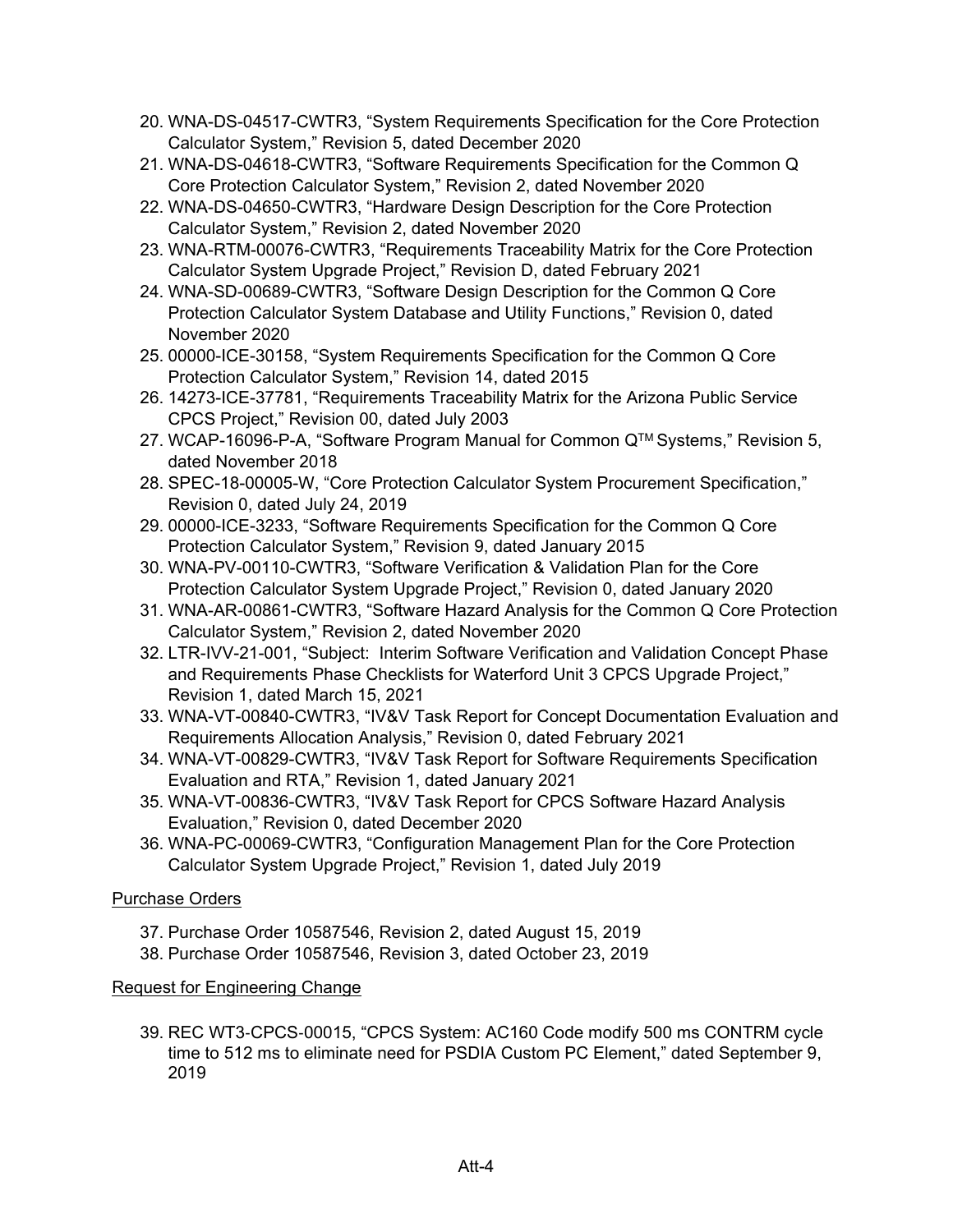20. WNA-DS-04517-CWTR3, “System Requirements Specification for the Core Protection Calculator System,” Revision 5, dated December 2020
21. WNA-DS-04618-CWTR3, “Software Requirements Specification for the Common Q Core Protection Calculator System,” Revision 2, dated November 2020
22. WNA-DS-04650-CWTR3, “Hardware Design Description for the Core Protection Calculator System,” Revision 2, dated November 2020
23. WNA-RTM-00076-CWTR3, “Requirements Traceability Matrix for the Core Protection Calculator System Upgrade Project,” Revision D, dated February 2021
24. WNA-SD-00689-CWTR3, “Software Design Description for the Common Q Core Protection Calculator System Database and Utility Functions,” Revision 0, dated November 2020
25. 00000-ICE-30158, “System Requirements Specification for the Common Q Core Protection Calculator System,” Revision 14, dated 2015
26. 14273-ICE-37781, “Requirements Traceability Matrix for the Arizona Public Service CPCS Project,” Revision 00, dated July 2003
27. WCAP-16096-P-A, “Software Program Manual for Common Q™ Systems,” Revision 5, dated November 2018
28. SPEC-18-00005-W, “Core Protection Calculator System Procurement Specification,” Revision 0, dated July 24, 2019
29. 00000-ICE-3233, “Software Requirements Specification for the Common Q Core Protection Calculator System,” Revision 9, dated January 2015
30. WNA-PV-00110-CWTR3, “Software Verification & Validation Plan for the Core Protection Calculator System Upgrade Project,” Revision 0, dated January 2020
31. WNA-AR-00861-CWTR3, “Software Hazard Analysis for the Common Q Core Protection Calculator System,” Revision 2, dated November 2020
32. LTR-IVV-21-001, “Subject: Interim Software Verification and Validation Concept Phase and Requirements Phase Checklists for Waterford Unit 3 CPCS Upgrade Project,” Revision 1, dated March 15, 2021
33. WNA-VT-00840-CWTR3, “IV&V Task Report for Concept Documentation Evaluation and Requirements Allocation Analysis,” Revision 0, dated February 2021
34. WNA-VT-00829-CWTR3, “IV&V Task Report for Software Requirements Specification Evaluation and RTA,” Revision 1, dated January 2021
35. WNA-VT-00836-CWTR3, “IV&V Task Report for CPCS Software Hazard Analysis Evaluation,” Revision 0, dated December 2020
36. WNA-PC-00069-CWTR3, “Configuration Management Plan for the Core Protection Calculator System Upgrade Project,” Revision 1, dated July 2019

Purchase Orders

37. Purchase Order 10587546, Revision 2, dated August 15, 2019
38. Purchase Order 10587546, Revision 3, dated October 23, 2019

Request for Engineering Change

39. REC WT3-CPCS-00015, “CPCS System: AC160 Code modify 500 ms CONTRM cycle time to 512 ms to eliminate need for PSDIA Custom PC Element,” dated September 9, 2019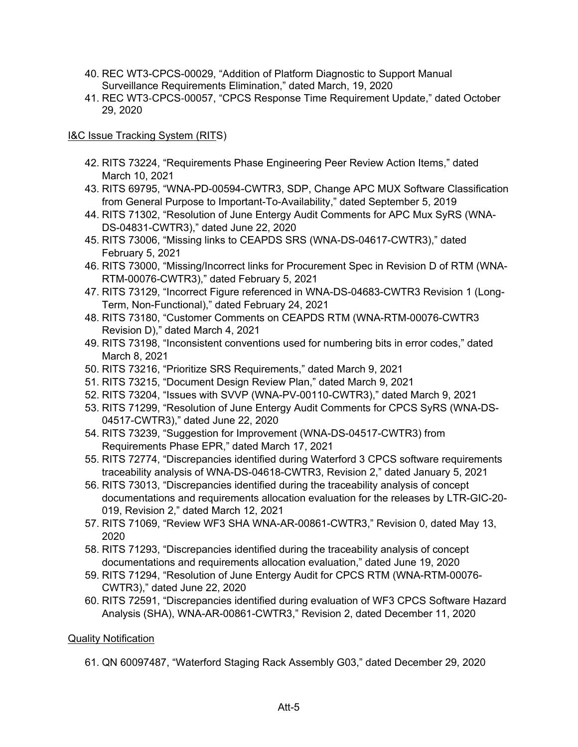40. REC WT3-CPCS-00029, “Addition of Platform Diagnostic to Support Manual Surveillance Requirements Elimination,” dated March, 19, 2020
41. REC WT3-CPCS-00057, “CPCS Response Time Requirement Update,” dated October 29, 2020

I&C Issue Tracking System (RITS)

42. RITS 73224, “Requirements Phase Engineering Peer Review Action Items,” dated March 10, 2021
43. RITS 69795, “WNA-PD-00594-CWTR3, SDP, Change APC MUX Software Classification from General Purpose to Important-To-Availability,” dated September 5, 2019
44. RITS 71302, “Resolution of June Entergy Audit Comments for APC Mux SyRS (WNA-DS-04831-CWTR3),” dated June 22, 2020
45. RITS 73006, “Missing links to CEAPDS SRS (WNA-DS-04617-CWTR3),” dated February 5, 2021
46. RITS 73000, “Missing/Incorrect links for Procurement Spec in Revision D of RTM (WNA-RTM-00076-CWTR3),” dated February 5, 2021
47. RITS 73129, “Incorrect Figure referenced in WNA-DS-04683-CWTR3 Revision 1 (Long-Term, Non-Functional),” dated February 24, 2021
48. RITS 73180, “Customer Comments on CEAPDS RTM (WNA-RTM-00076-CWTR3 Revision D),” dated March 4, 2021
49. RITS 73198, “Inconsistent conventions used for numbering bits in error codes,” dated March 8, 2021
50. RITS 73216, “Prioritize SRS Requirements,” dated March 9, 2021
51. RITS 73215, “Document Design Review Plan,” dated March 9, 2021
52. RITS 73204, “Issues with SVVP (WNA-PV-00110-CWTR3),” dated March 9, 2021
53. RITS 71299, “Resolution of June Entergy Audit Comments for CPCS SyRS (WNA-DS-04517-CWTR3),” dated June 22, 2020
54. RITS 73239, “Suggestion for Improvement (WNA-DS-04517-CWTR3) from Requirements Phase EPR,” dated March 17, 2021
55. RITS 72774, “Discrepancies identified during Waterford 3 CPCS software requirements traceability analysis of WNA-DS-04618-CWTR3, Revision 2,” dated January 5, 2021
56. RITS 73013, “Discrepancies identified during the traceability analysis of concept documentations and requirements allocation evaluation for the releases by LTR-GIC-20-019, Revision 2,” dated March 12, 2021
57. RITS 71069, “Review WF3 SHA WNA-AR-00861-CWTR3,” Revision 0, dated May 13, 2020
58. RITS 71293, “Discrepancies identified during the traceability analysis of concept documentations and requirements allocation evaluation,” dated June 19, 2020
59. RITS 71294, “Resolution of June Entergy Audit for CPCS RTM (WNA-RTM-00076-CWTR3),” dated June 22, 2020
60. RITS 72591, “Discrepancies identified during evaluation of WF3 CPCS Software Hazard Analysis (SHA), WNA-AR-00861-CWTR3,” Revision 2, dated December 11, 2020

Quality Notification

61. QN 60097487, “Waterford Staging Rack Assembly G03,” dated December 29, 2020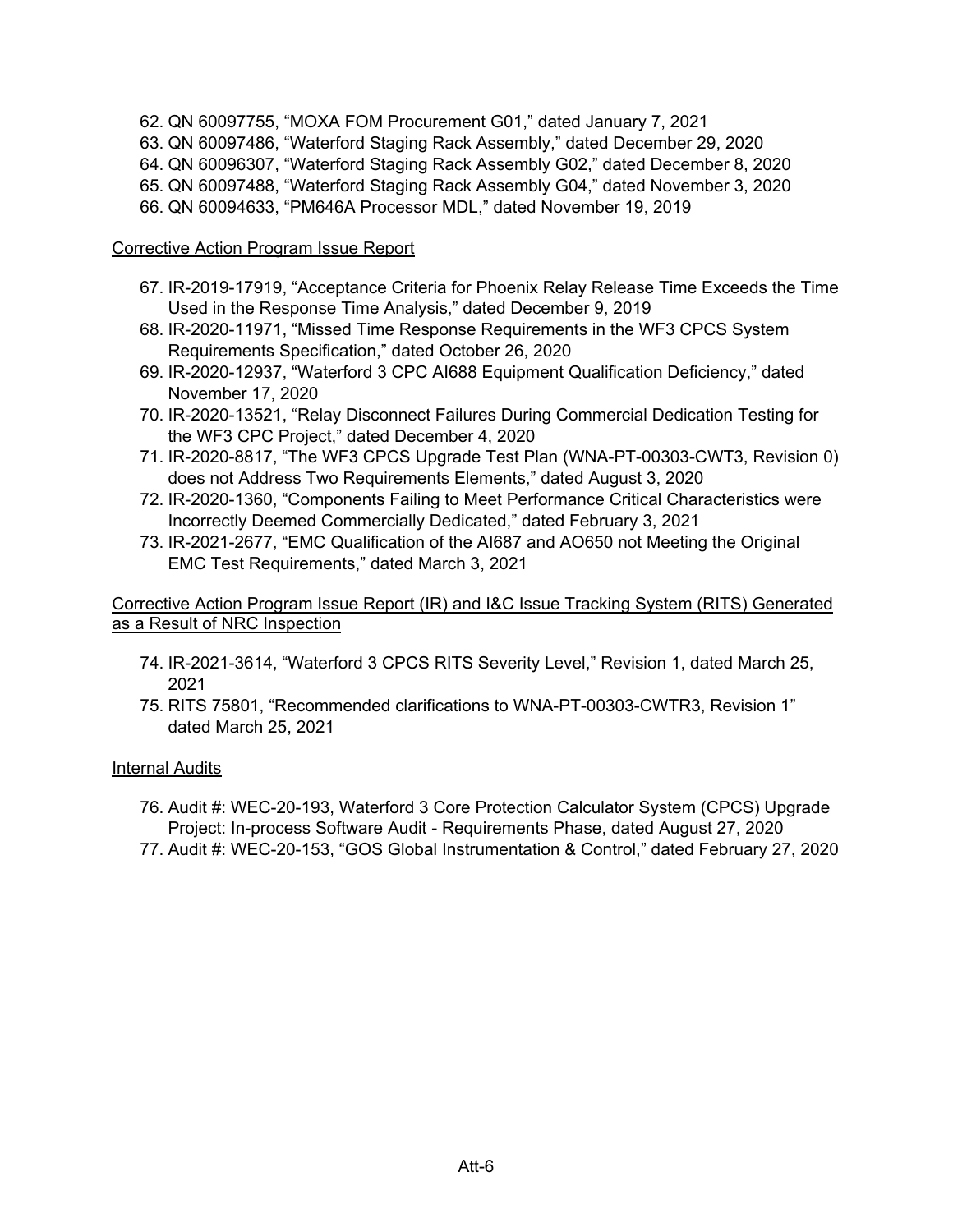62. QN 60097755, “MOXA FOM Procurement G01,” dated January 7, 2021
63. QN 60097486, “Waterford Staging Rack Assembly,” dated December 29, 2020
64. QN 60096307, “Waterford Staging Rack Assembly G02,” dated December 8, 2020
65. QN 60097488, “Waterford Staging Rack Assembly G04,” dated November 3, 2020
66. QN 60094633, “PM646A Processor MDL,” dated November 19, 2019

<u>Corrective Action Program Issue Report</u>

67. IR-2019-17919, “Acceptance Criteria for Phoenix Relay Release Time Exceeds the Time Used in the Response Time Analysis,” dated December 9, 2019
68. IR-2020-11971, “Missed Time Response Requirements in the WF3 CPCS System Requirements Specification,” dated October 26, 2020
69. IR-2020-12937, “Waterford 3 CPC AI688 Equipment Qualification Deficiency,” dated November 17, 2020
70. IR-2020-13521, “Relay Disconnect Failures During Commercial Dedication Testing for the WF3 CPC Project,” dated December 4, 2020
71. IR-2020-8817, “The WF3 CPCS Upgrade Test Plan (WNA-PT-00303-CWT3, Revision 0) does not Address Two Requirements Elements,” dated August 3, 2020
72. IR-2020-1360, “Components Failing to Meet Performance Critical Characteristics were Incorrectly Deemed Commercially Dedicated,” dated February 3, 2021
73. IR-2021-2677, “EMC Qualification of the AI687 and AO650 not Meeting the Original EMC Test Requirements,” dated March 3, 2021

<u>Corrective Action Program Issue Report (IR) and I&C Issue Tracking System (RITS) Generated as a Result of NRC Inspection</u>

74. IR-2021-3614, “Waterford 3 CPCS RITS Severity Level,” Revision 1, dated March 25, 2021
75. RITS 75801, “Recommended clarifications to WNA-PT-00303-CWTR3, Revision 1” dated March 25, 2021

<u>Internal Audits</u>

76. Audit #: WEC-20-193, Waterford 3 Core Protection Calculator System (CPCS) Upgrade Project: In-process Software Audit - Requirements Phase, dated August 27, 2020
77. Audit #: WEC-20-153, “GOS Global Instrumentation & Control,” dated February 27, 2020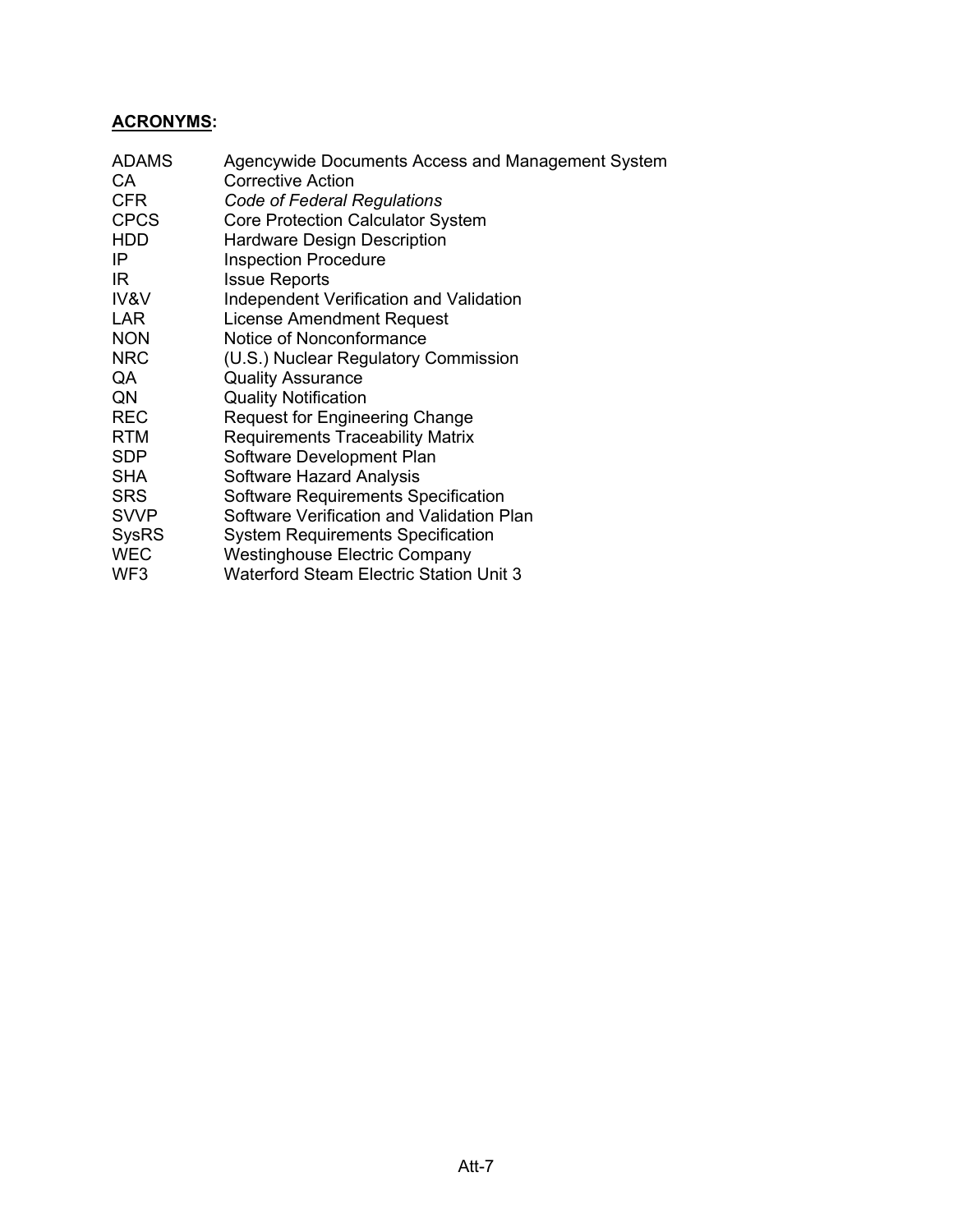**ACRONYMS:**

| | |
|---|---|
| ADAMS | Agencywide Documents Access and Management System |
| CA | Corrective Action |
| CFR | *Code of Federal Regulations* |
| CPCS | Core Protection Calculator System |
| HDD | Hardware Design Description |
| IP | Inspection Procedure |
| IR | Issue Reports |
| IV&V | Independent Verification and Validation |
| LAR | License Amendment Request |
| NON | Notice of Nonconformance |
| NRC | (U.S.) Nuclear Regulatory Commission |
| QA | Quality Assurance |
| QN | Quality Notification |
| REC | Request for Engineering Change |
| RTM | Requirements Traceability Matrix |
| SDP | Software Development Plan |
| SHA | Software Hazard Analysis |
| SRS | Software Requirements Specification |
| SVVP | Software Verification and Validation Plan |
| SysRS | System Requirements Specification |
| WEC | Westinghouse Electric Company |
| WF3 | Waterford Steam Electric Station Unit 3 |